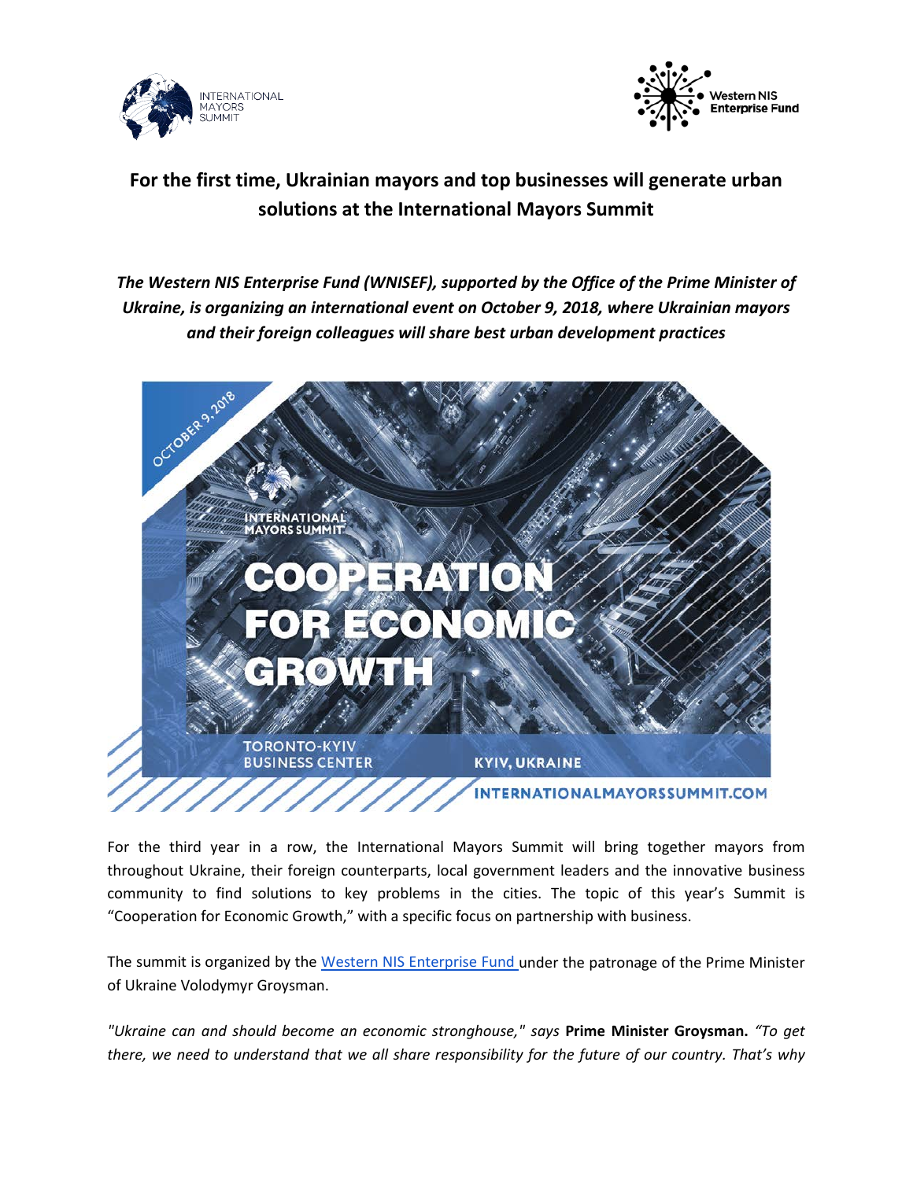# For the first time, Ukrainian mayors and top businesses will generate urban solutions at the International Mayors Summit

***The Western NIS Enterprise Fund (WNISEF), supported by the Office of the Prime Minister of Ukraine, is organizing an international event on October 9, 2018, where Ukrainian mayors and their foreign colleagues will share best urban development practices***

For the third year in a row, the International Mayors Summit will bring together mayors from throughout Ukraine, their foreign counterparts, local government leaders and the innovative business community to find solutions to key problems in the cities. The topic of this year's Summit is "Cooperation for Economic Growth," with a specific focus on partnership with business.

The summit is organized by the [Western NIS Enterprise Fund](#) under the patronage of the Prime Minister of Ukraine Volodymyr Groysman.

*"Ukraine can and should become an economic stronghouse,"* says **Prime Minister Groysman.** *"To get there, we need to understand that we all share responsibility for the future of our country. That's why*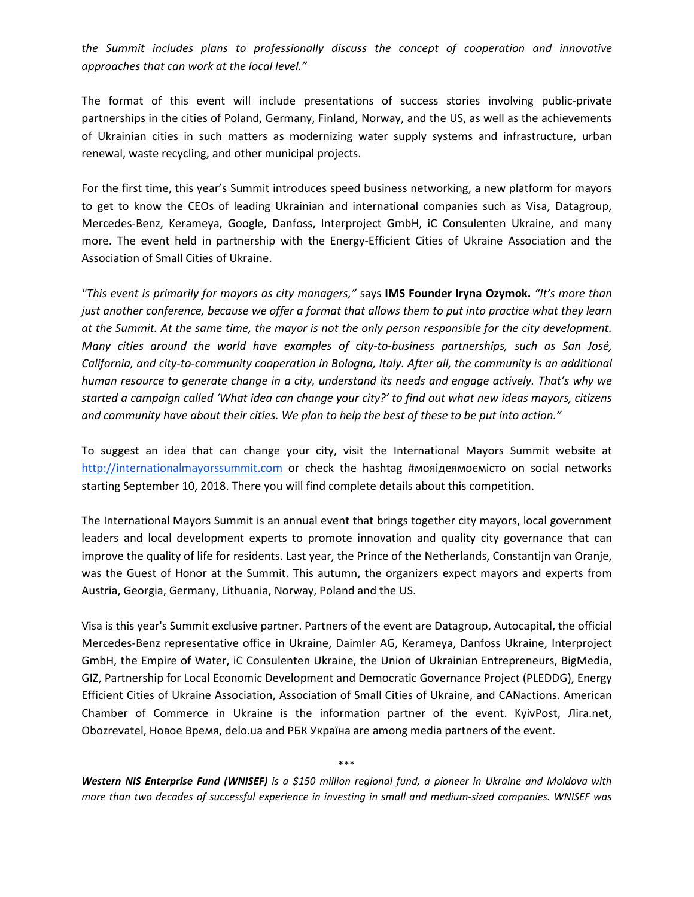*the Summit includes plans to professionally discuss the concept of cooperation and innovative approaches that can work at the local level."*

The format of this event will include presentations of success stories involving public-private partnerships in the cities of Poland, Germany, Finland, Norway, and the US, as well as the achievements of Ukrainian cities in such matters as modernizing water supply systems and infrastructure, urban renewal, waste recycling, and other municipal projects.

For the first time, this year's Summit introduces speed business networking, a new platform for mayors to get to know the CEOs of leading Ukrainian and international companies such as Visa, Datagroup, Mercedes-Benz, Kerameya, Google, Danfoss, Interproject GmbH, iC Consulenten Ukraine, and many more. The event held in partnership with the Energy-Efficient Cities of Ukraine Association and the Association of Small Cities of Ukraine.

*"This event is primarily for mayors as city managers,"* says **IMS Founder Iryna Ozymok.** *"It's more than just another conference, because we offer a format that allows them to put into practice what they learn at the Summit. At the same time, the mayor is not the only person responsible for the city development. Many cities around the world have examples of city-to-business partnerships, such as San José, California, and city-to-community cooperation in Bologna, Italy. After all, the community is an additional human resource to generate change in a city, understand its needs and engage actively. That's why we started a campaign called 'What idea can change your city?' to find out what new ideas mayors, citizens and community have about their cities. We plan to help the best of these to be put into action."*

To suggest an idea that can change your city, visit the International Mayors Summit website at [http://internationalmayorssummit.com](http://internationalmayorssummit.com) or check the hashtag #мояідеямоємісто on social networks starting September 10, 2018. There you will find complete details about this competition.

The International Mayors Summit is an annual event that brings together city mayors, local government leaders and local development experts to promote innovation and quality city governance that can improve the quality of life for residents. Last year, the Prince of the Netherlands, Constantijn van Oranje, was the Guest of Honor at the Summit. This autumn, the organizers expect mayors and experts from Austria, Georgia, Germany, Lithuania, Norway, Poland and the US.

Visa is this year's Summit exclusive partner. Partners of the event are Datagroup, Autocapital, the official Mercedes-Benz representative office in Ukraine, Daimler AG, Kerameya, Danfoss Ukraine, Interproject GmbH, the Empire of Water, iC Consulenten Ukraine, the Union of Ukrainian Entrepreneurs, BigMedia, GIZ, Partnership for Local Economic Development and Democratic Governance Project (PLEDDG), Energy Efficient Cities of Ukraine Association, Association of Small Cities of Ukraine, and CANactions. American Chamber of Commerce in Ukraine is the information partner of the event. KyivPost, Ліга.net, Obozrevatel, Новое Время, delo.ua and РБК Україна are among media partners of the event.

\*\*\*

***Western NIS Enterprise Fund (WNISEF)*** *is a $150 million regional fund, a pioneer in Ukraine and Moldova with more than two decades of successful experience in investing in small and medium-sized companies. WNISEF was*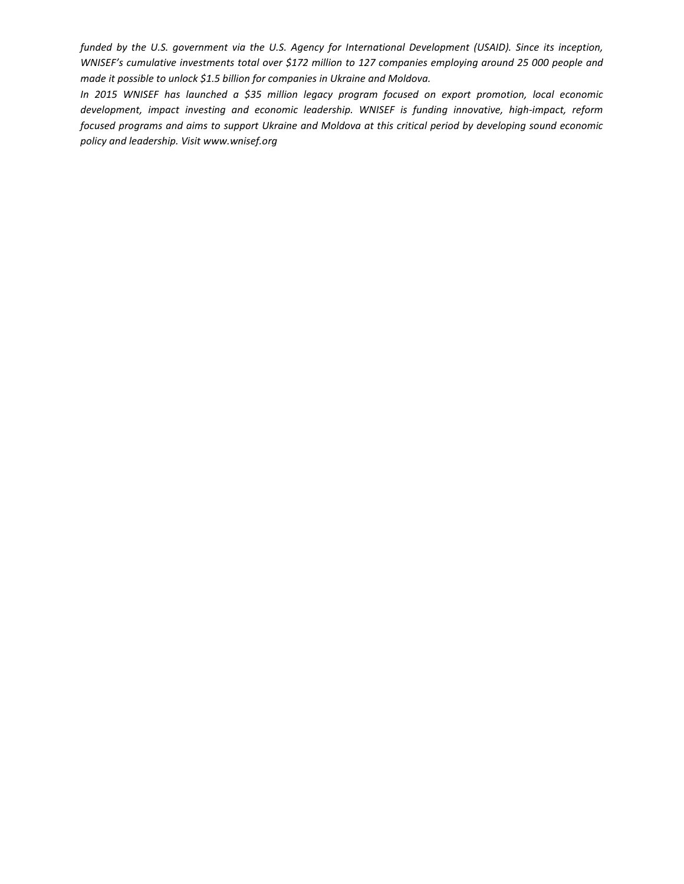*funded by the U.S. government via the U.S. Agency for International Development (USAID). Since its inception, WNISEF's cumulative investments total over $172 million to 127 companies employing around 25 000 people and made it possible to unlock $1.5 billion for companies in Ukraine and Moldova.*

*In 2015 WNISEF has launched a $35 million legacy program focused on export promotion, local economic development, impact investing and economic leadership. WNISEF is funding innovative, high-impact, reform focused programs and aims to support Ukraine and Moldova at this critical period by developing sound economic policy and leadership. Visit www.wnisef.org*